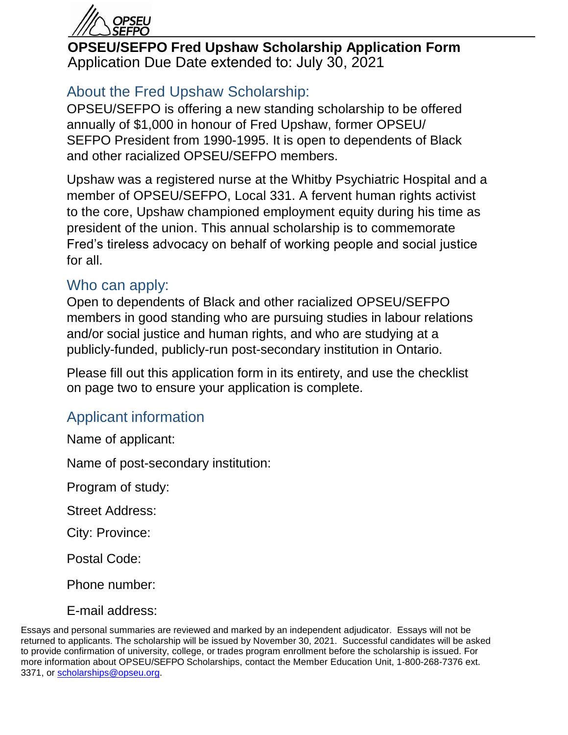# OPSEU/SEFPO Fred Upshaw Scholarship Application Form

Application Due Date extended to: July 30, 2021

## About the Fred Upshaw Scholarship:

OPSEU/SEFPO is offering a new standing scholarship to be offered annually of $1,000 in honour of Fred Upshaw, former OPSEU/ SEFPO President from 1990-1995. It is open to dependents of Black and other racialized OPSEU/SEFPO members.

Upshaw was a registered nurse at the Whitby Psychiatric Hospital and a member of OPSEU/SEFPO, Local 331. A fervent human rights activist to the core, Upshaw championed employment equity during his time as president of the union. This annual scholarship is to commemorate Fred's tireless advocacy on behalf of working people and social justice for all.

## Who can apply:

Open to dependents of Black and other racialized OPSEU/SEFPO members in good standing who are pursuing studies in labour relations and/or social justice and human rights, and who are studying at a publicly-funded, publicly-run post-secondary institution in Ontario.

Please fill out this application form in its entirety, and use the checklist on page two to ensure your application is complete.

## Applicant information

Name of applicant:

Name of post-secondary institution:

Program of study:

Street Address:

City: Province:

Postal Code:

Phone number:

E-mail address:

Essays and personal summaries are reviewed and marked by an independent adjudicator. Essays will not be returned to applicants. The scholarship will be issued by November 30, 2021. Successful candidates will be asked to provide confirmation of university, college, or trades program enrollment before the scholarship is issued. For more information about OPSEU/SEFPO Scholarships, contact the Member Education Unit, 1-800-268-7376 ext. 3371, or scholarships@opseu.org.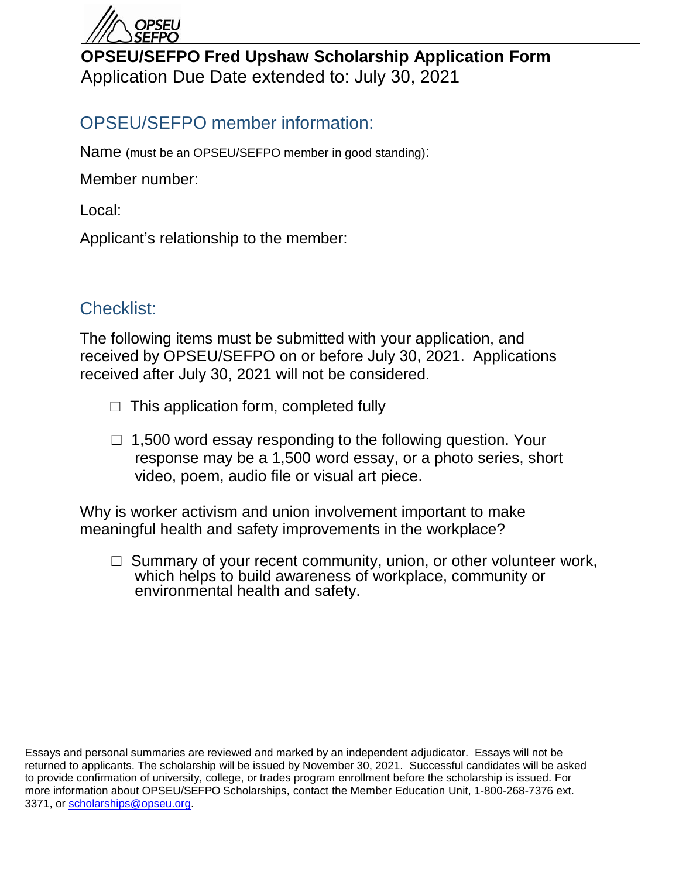# OPSEU/SEFPO Fred Upshaw Scholarship Application Form

Application Due Date extended to: July 30, 2021

## OPSEU/SEFPO member information:

Name (must be an OPSEU/SEFPO member in good standing):

Member number:

Local:

Applicant's relationship to the member:

## Checklist:

The following items must be submitted with your application, and received by OPSEU/SEFPO on or before July 30, 2021. Applications received after July 30, 2021 will not be considered.

- ☐ This application form, completed fully
- ☐ 1,500 word essay responding to the following question. Your response may be a 1,500 word essay, or a photo series, short video, poem, audio file or visual art piece.

Why is worker activism and union involvement important to make meaningful health and safety improvements in the workplace?

- ☐ Summary of your recent community, union, or other volunteer work, which helps to build awareness of workplace, community or environmental health and safety.

Essays and personal summaries are reviewed and marked by an independent adjudicator. Essays will not be returned to applicants. The scholarship will be issued by November 30, 2021. Successful candidates will be asked to provide confirmation of university, college, or trades program enrollment before the scholarship is issued. For more information about OPSEU/SEFPO Scholarships, contact the Member Education Unit, 1-800-268-7376 ext. 3371, or scholarships@opseu.org.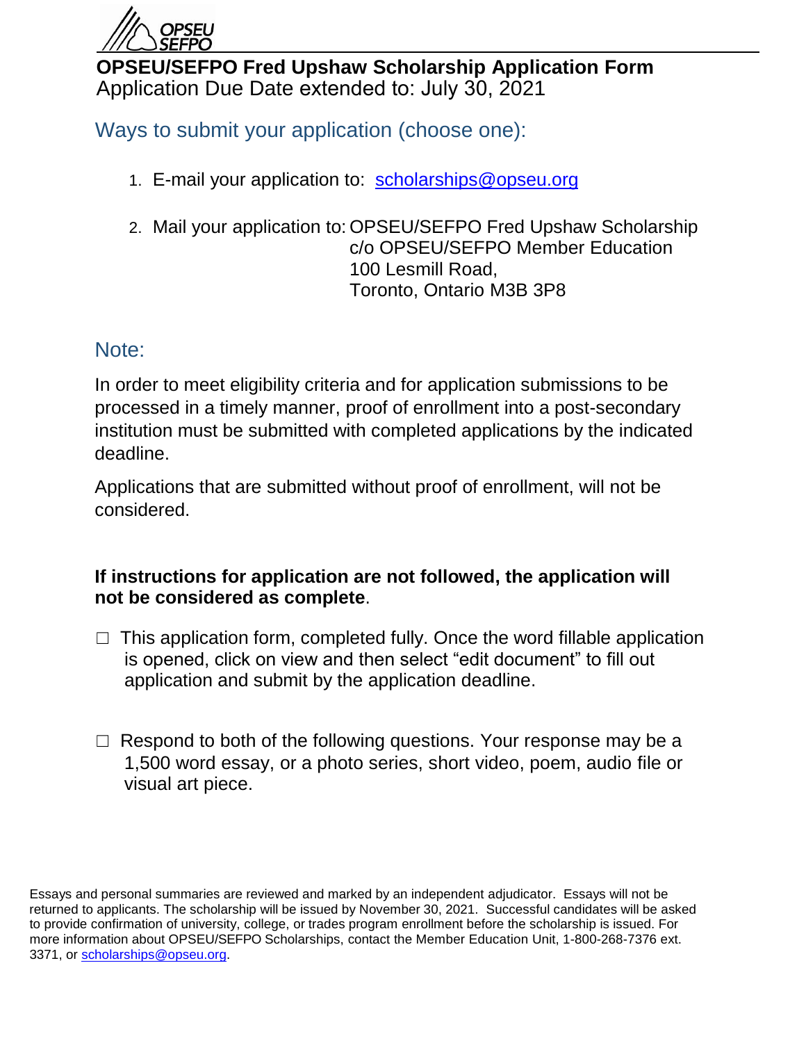# OPSEU/SEFPO Fred Upshaw Scholarship Application Form

Application Due Date extended to: July 30, 2021

## Ways to submit your application (choose one):

1. E-mail your application to: scholarships@opseu.org

2. Mail your application to: OPSEU/SEFPO Fred Upshaw Scholarship
   c/o OPSEU/SEFPO Member Education
   100 Lesmill Road,
   Toronto, Ontario M3B 3P8

## Note:

In order to meet eligibility criteria and for application submissions to be processed in a timely manner, proof of enrollment into a post-secondary institution must be submitted with completed applications by the indicated deadline.

Applications that are submitted without proof of enrollment, will not be considered.

**If instructions for application are not followed, the application will not be considered as complete**.

☐ This application form, completed fully. Once the word fillable application is opened, click on view and then select "edit document" to fill out application and submit by the application deadline.

☐ Respond to both of the following questions. Your response may be a 1,500 word essay, or a photo series, short video, poem, audio file or visual art piece.

Essays and personal summaries are reviewed and marked by an independent adjudicator. Essays will not be returned to applicants. The scholarship will be issued by November 30, 2021. Successful candidates will be asked to provide confirmation of university, college, or trades program enrollment before the scholarship is issued. For more information about OPSEU/SEFPO Scholarships, contact the Member Education Unit, 1-800-268-7376 ext. 3371, or scholarships@opseu.org.